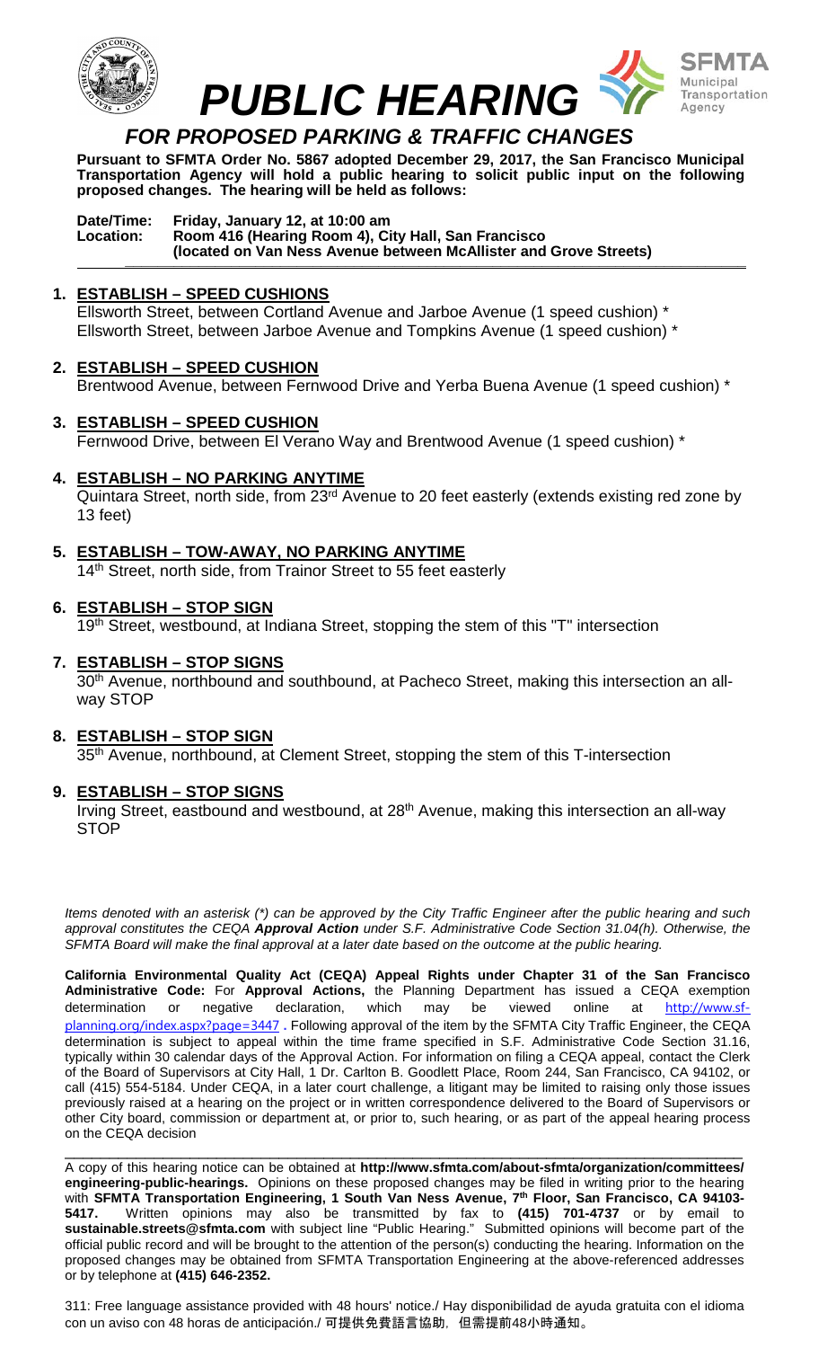# PUBLIC HEARING

## FOR PROPOSED PARKING & TRAFFIC CHANGES

**Pursuant to SFMTA Order No. 5867 adopted December 29, 2017, the San Francisco Municipal Transportation Agency will hold a public hearing to solicit public input on the following proposed changes. The hearing will be held as follows:**

**Date/Time: Friday, January 12, at 10:00 am**
**Location: Room 416 (Hearing Room 4), City Hall, San Francisco**
**(located on Van Ness Avenue between McAllister and Grove Streets)**

1. **ESTABLISH – SPEED CUSHIONS**
   Ellsworth Street, between Cortland Avenue and Jarboe Avenue (1 speed cushion) *
   Ellsworth Street, between Jarboe Avenue and Tompkins Avenue (1 speed cushion) *

2. **ESTABLISH – SPEED CUSHION**
   Brentwood Avenue, between Fernwood Drive and Yerba Buena Avenue (1 speed cushion) *

3. **ESTABLISH – SPEED CUSHION**
   Fernwood Drive, between El Verano Way and Brentwood Avenue (1 speed cushion) *

4. **ESTABLISH – NO PARKING ANYTIME**
   Quintara Street, north side, from 23rd Avenue to 20 feet easterly (extends existing red zone by 13 feet)

5. **ESTABLISH – TOW-AWAY, NO PARKING ANYTIME**
   14th Street, north side, from Trainor Street to 55 feet easterly

6. **ESTABLISH – STOP SIGN**
   19th Street, westbound, at Indiana Street, stopping the stem of this "T" intersection

7. **ESTABLISH – STOP SIGNS**
   30th Avenue, northbound and southbound, at Pacheco Street, making this intersection an all-way STOP

8. **ESTABLISH – STOP SIGN**
   35th Avenue, northbound, at Clement Street, stopping the stem of this T-intersection

9. **ESTABLISH – STOP SIGNS**
   Irving Street, eastbound and westbound, at 28th Avenue, making this intersection an all-way STOP

*Items denoted with an asterisk (*) can be approved by the City Traffic Engineer after the public hearing and such approval constitutes the CEQA **Approval Action** under S.F. Administrative Code Section 31.04(h). Otherwise, the SFMTA Board will make the final approval at a later date based on the outcome at the public hearing.*

**California Environmental Quality Act (CEQA) Appeal Rights under Chapter 31 of the San Francisco Administrative Code:** For **Approval Actions,** the Planning Department has issued a CEQA exemption determination or negative declaration, which may be viewed online at http://www.sf-planning.org/index.aspx?page=3447 **.** Following approval of the item by the SFMTA City Traffic Engineer, the CEQA determination is subject to appeal within the time frame specified in S.F. Administrative Code Section 31.16, typically within 30 calendar days of the Approval Action. For information on filing a CEQA appeal, contact the Clerk of the Board of Supervisors at City Hall, 1 Dr. Carlton B. Goodlett Place, Room 244, San Francisco, CA 94102, or call (415) 554-5184. Under CEQA, in a later court challenge, a litigant may be limited to raising only those issues previously raised at a hearing on the project or in written correspondence delivered to the Board of Supervisors or other City board, commission or department at, or prior to, such hearing, or as part of the appeal hearing process on the CEQA decision

A copy of this hearing notice can be obtained at **http://www.sfmta.com/about-sfmta/organization/committees/engineering-public-hearings.** Opinions on these proposed changes may be filed in writing prior to the hearing with **SFMTA Transportation Engineering, 1 South Van Ness Avenue, 7th Floor, San Francisco, CA 94103-5417.** Written opinions may also be transmitted by fax to **(415) 701-4737** or by email to **sustainable.streets@sfmta.com** with subject line "Public Hearing." Submitted opinions will become part of the official public record and will be brought to the attention of the person(s) conducting the hearing. Information on the proposed changes may be obtained from SFMTA Transportation Engineering at the above-referenced addresses or by telephone at **(415) 646-2352.**

311: Free language assistance provided with 48 hours' notice./ Hay disponibilidad de ayuda gratuita con el idioma con un aviso con 48 horas de anticipación./ 可提供免費語言協助，但需提前48小時通知。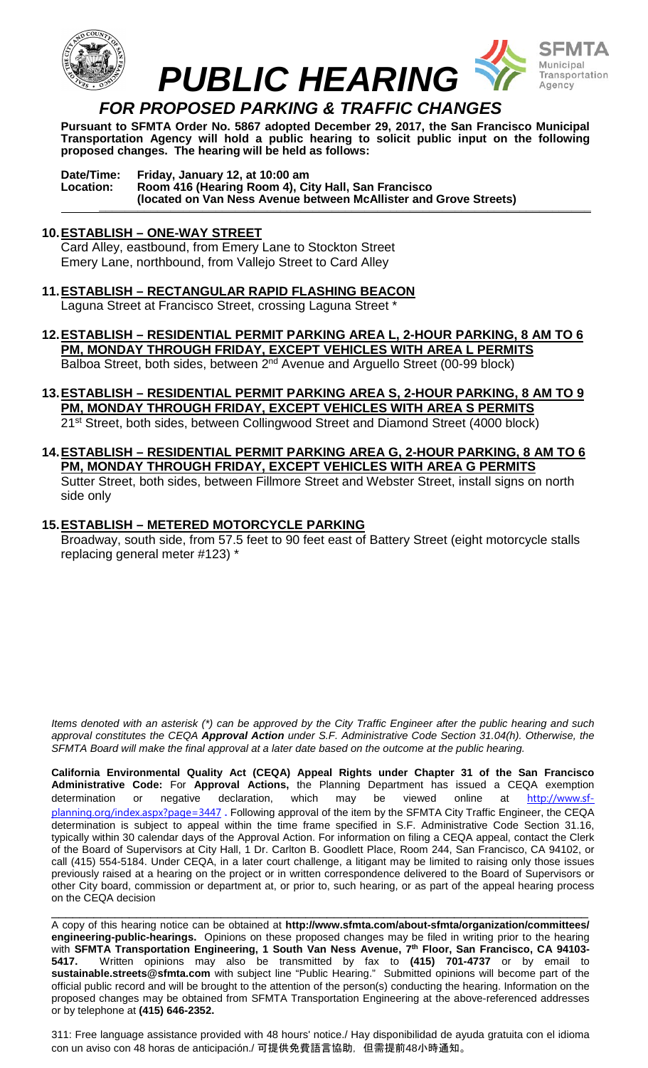# PUBLIC HEARING

## FOR PROPOSED PARKING & TRAFFIC CHANGES

**Pursuant to SFMTA Order No. 5867 adopted December 29, 2017, the San Francisco Municipal Transportation Agency will hold a public hearing to solicit public input on the following proposed changes. The hearing will be held as follows:**

**Date/Time: Friday, January 12, at 10:00 am**
**Location: Room 416 (Hearing Room 4), City Hall, San Francisco**
**(located on Van Ness Avenue between McAllister and Grove Streets)**

**10. ESTABLISH – ONE-WAY STREET**
Card Alley, eastbound, from Emery Lane to Stockton Street
Emery Lane, northbound, from Vallejo Street to Card Alley

**11. ESTABLISH – RECTANGULAR RAPID FLASHING BEACON**
Laguna Street at Francisco Street, crossing Laguna Street *

**12. ESTABLISH – RESIDENTIAL PERMIT PARKING AREA L, 2-HOUR PARKING, 8 AM TO 6 PM, MONDAY THROUGH FRIDAY, EXCEPT VEHICLES WITH AREA L PERMITS**
Balboa Street, both sides, between 2nd Avenue and Arguello Street (00-99 block)

**13. ESTABLISH – RESIDENTIAL PERMIT PARKING AREA S, 2-HOUR PARKING, 8 AM TO 9 PM, MONDAY THROUGH FRIDAY, EXCEPT VEHICLES WITH AREA S PERMITS**
21st Street, both sides, between Collingwood Street and Diamond Street (4000 block)

**14. ESTABLISH – RESIDENTIAL PERMIT PARKING AREA G, 2-HOUR PARKING, 8 AM TO 6 PM, MONDAY THROUGH FRIDAY, EXCEPT VEHICLES WITH AREA G PERMITS**
Sutter Street, both sides, between Fillmore Street and Webster Street, install signs on north side only

**15. ESTABLISH – METERED MOTORCYCLE PARKING**
Broadway, south side, from 57.5 feet to 90 feet east of Battery Street (eight motorcycle stalls replacing general meter #123) *

*Items denoted with an asterisk (*) can be approved by the City Traffic Engineer after the public hearing and such approval constitutes the CEQA **Approval Action** under S.F. Administrative Code Section 31.04(h). Otherwise, the SFMTA Board will make the final approval at a later date based on the outcome at the public hearing.*

**California Environmental Quality Act (CEQA) Appeal Rights under Chapter 31 of the San Francisco Administrative Code:** For **Approval Actions,** the Planning Department has issued a CEQA exemption determination or negative declaration, which may be viewed online at http://www.sf-planning.org/index.aspx?page=3447 **.** Following approval of the item by the SFMTA City Traffic Engineer, the CEQA determination is subject to appeal within the time frame specified in S.F. Administrative Code Section 31.16, typically within 30 calendar days of the Approval Action. For information on filing a CEQA appeal, contact the Clerk of the Board of Supervisors at City Hall, 1 Dr. Carlton B. Goodlett Place, Room 244, San Francisco, CA 94102, or call (415) 554-5184. Under CEQA, in a later court challenge, a litigant may be limited to raising only those issues previously raised at a hearing on the project or in written correspondence delivered to the Board of Supervisors or other City board, commission or department at, or prior to, such hearing, or as part of the appeal hearing process on the CEQA decision

A copy of this hearing notice can be obtained at **http://www.sfmta.com/about-sfmta/organization/committees/engineering-public-hearings.** Opinions on these proposed changes may be filed in writing prior to the hearing with **SFMTA Transportation Engineering, 1 South Van Ness Avenue, 7th Floor, San Francisco, CA 94103-5417.** Written opinions may also be transmitted by fax to **(415) 701-4737** or by email to **sustainable.streets@sfmta.com** with subject line "Public Hearing." Submitted opinions will become part of the official public record and will be brought to the attention of the person(s) conducting the hearing. Information on the proposed changes may be obtained from SFMTA Transportation Engineering at the above-referenced addresses or by telephone at **(415) 646-2352.**

311: Free language assistance provided with 48 hours' notice./ Hay disponibilidad de ayuda gratuita con el idioma con un aviso con 48 horas de anticipación./ 可提供免費語言協助，但需提前48小時通知。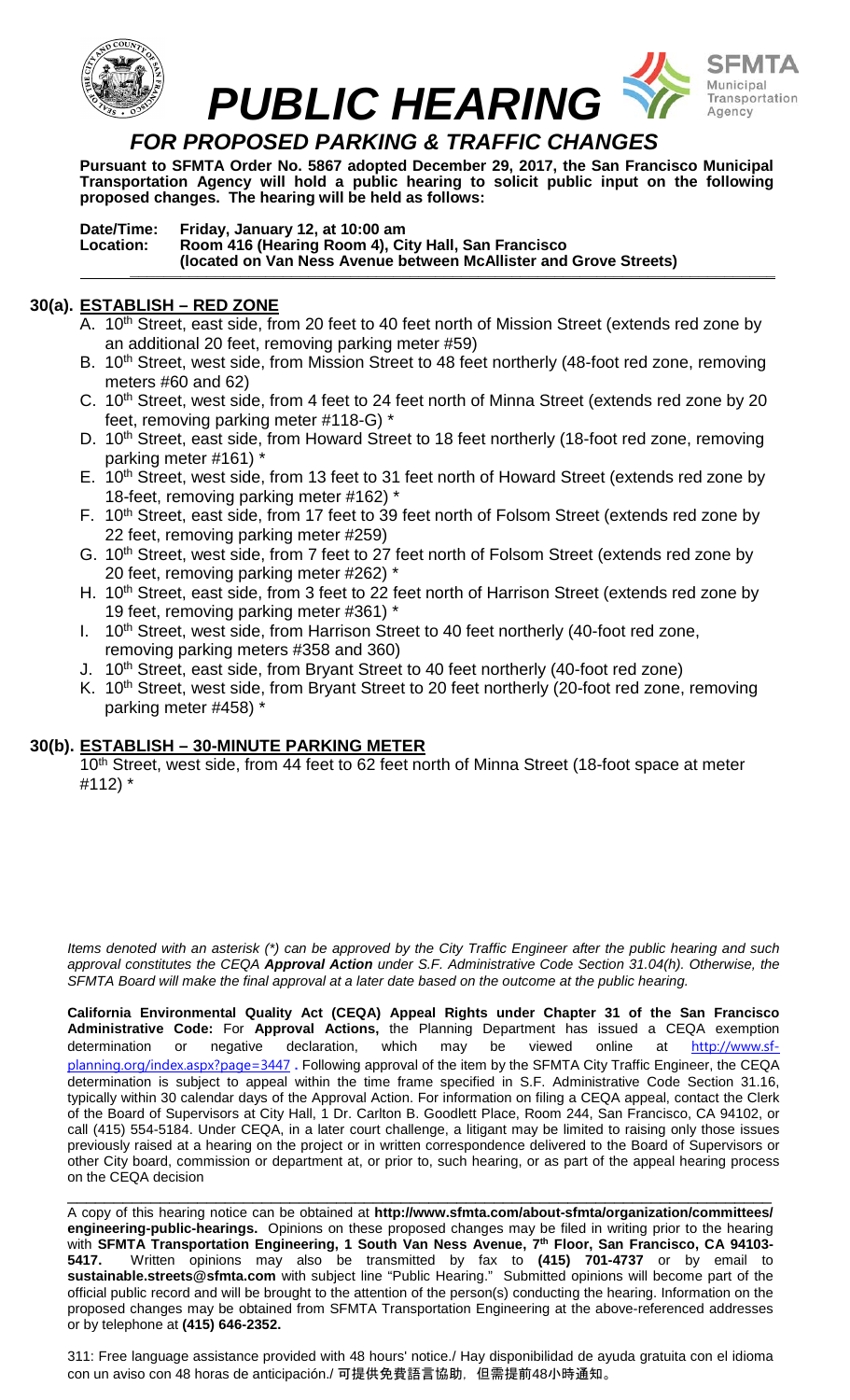# PUBLIC HEARING

## FOR PROPOSED PARKING & TRAFFIC CHANGES

**Pursuant to SFMTA Order No. 5867 adopted December 29, 2017, the San Francisco Municipal Transportation Agency will hold a public hearing to solicit public input on the following proposed changes. The hearing will be held as follows:**

**Date/Time: Friday, January 12, at 10:00 am**
**Location: Room 416 (Hearing Room 4), City Hall, San Francisco**
**(located on Van Ness Avenue between McAllister and Grove Streets)**

### 30(a). ESTABLISH – RED ZONE

A. 10th Street, east side, from 20 feet to 40 feet north of Mission Street (extends red zone by an additional 20 feet, removing parking meter #59)
B. 10th Street, west side, from Mission Street to 48 feet northerly (48-foot red zone, removing meters #60 and 62)
C. 10th Street, west side, from 4 feet to 24 feet north of Minna Street (extends red zone by 20 feet, removing parking meter #118-G) *
D. 10th Street, east side, from Howard Street to 18 feet northerly (18-foot red zone, removing parking meter #161) *
E. 10th Street, west side, from 13 feet to 31 feet north of Howard Street (extends red zone by 18-feet, removing parking meter #162) *
F. 10th Street, east side, from 17 feet to 39 feet north of Folsom Street (extends red zone by 22 feet, removing parking meter #259)
G. 10th Street, west side, from 7 feet to 27 feet north of Folsom Street (extends red zone by 20 feet, removing parking meter #262) *
H. 10th Street, east side, from 3 feet to 22 feet north of Harrison Street (extends red zone by 19 feet, removing parking meter #361) *
I. 10th Street, west side, from Harrison Street to 40 feet northerly (40-foot red zone, removing parking meters #358 and 360)
J. 10th Street, east side, from Bryant Street to 40 feet northerly (40-foot red zone)
K. 10th Street, west side, from Bryant Street to 20 feet northerly (20-foot red zone, removing parking meter #458) *

### 30(b). ESTABLISH – 30-MINUTE PARKING METER

10th Street, west side, from 44 feet to 62 feet north of Minna Street (18-foot space at meter #112) *

*Items denoted with an asterisk (*) can be approved by the City Traffic Engineer after the public hearing and such approval constitutes the CEQA **Approval Action** under S.F. Administrative Code Section 31.04(h). Otherwise, the SFMTA Board will make the final approval at a later date based on the outcome at the public hearing.*

**California Environmental Quality Act (CEQA) Appeal Rights under Chapter 31 of the San Francisco Administrative Code:** For **Approval Actions,** the Planning Department has issued a CEQA exemption determination or negative declaration, which may be viewed online at http://www.sf-planning.org/index.aspx?page=3447 **.** Following approval of the item by the SFMTA City Traffic Engineer, the CEQA determination is subject to appeal within the time frame specified in S.F. Administrative Code Section 31.16, typically within 30 calendar days of the Approval Action. For information on filing a CEQA appeal, contact the Clerk of the Board of Supervisors at City Hall, 1 Dr. Carlton B. Goodlett Place, Room 244, San Francisco, CA 94102, or call (415) 554-5184. Under CEQA, in a later court challenge, a litigant may be limited to raising only those issues previously raised at a hearing on the project or in written correspondence delivered to the Board of Supervisors or other City board, commission or department at, or prior to, such hearing, or as part of the appeal hearing process on the CEQA decision

A copy of this hearing notice can be obtained at **http://www.sfmta.com/about-sfmta/organization/committees/engineering-public-hearings.** Opinions on these proposed changes may be filed in writing prior to the hearing with **SFMTA Transportation Engineering, 1 South Van Ness Avenue, 7th Floor, San Francisco, CA 94103-5417.** Written opinions may also be transmitted by fax to **(415) 701-4737** or by email to **sustainable.streets@sfmta.com** with subject line "Public Hearing." Submitted opinions will become part of the official public record and will be brought to the attention of the person(s) conducting the hearing. Information on the proposed changes may be obtained from SFMTA Transportation Engineering at the above-referenced addresses or by telephone at **(415) 646-2352.**

311: Free language assistance provided with 48 hours' notice./ Hay disponibilidad de ayuda gratuita con el idioma con un aviso con 48 horas de anticipación./ 可提供免費語言協助，但需提前48小時通知。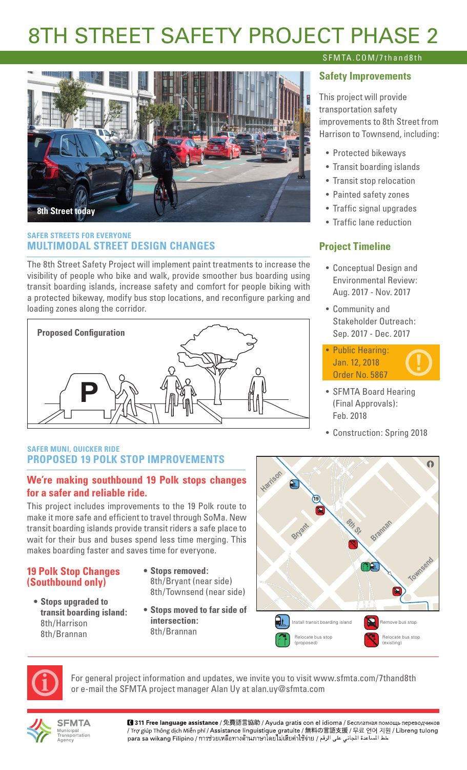# 8TH STREET SAFETY PROJECT PHASE 2

SFMTA.COM/7thand8th

8th Street today

SAFER STREETS FOR EVERYONE

## MULTIMODAL STREET DESIGN CHANGES

The 8th Street Safety Project will implement paint treatments to increase the visibility of people who bike and walk, provide smoother bus boarding using transit boarding islands, increase safety and comfort for people biking with a protected bikeway, modify bus stop locations, and reconfigure parking and loading zones along the corridor.

Proposed Configuration

### Safety Improvements

This project will provide transportation safety improvements to 8th Street from Harrison to Townsend, including:

- Protected bikeways
- Transit boarding islands
- Transit stop relocation
- Painted safety zones
- Traffic signal upgrades
- Traffic lane reduction

### Project Timeline

- Conceptual Design and Environmental Review: Aug. 2017 - Nov. 2017
- Community and Stakeholder Outreach: Sep. 2017 - Dec. 2017
- **Public Hearing: Jan. 12, 2018 Order No. 5867**
- SFMTA Board Hearing (Final Approvals): Feb. 2018
- Construction: Spring 2018

SAFER MUNI, QUICKER RIDE

## PROPOSED 19 POLK STOP IMPROVEMENTS

### We're making southbound 19 Polk stops changes for a safer and reliable ride.

This project includes improvements to the 19 Polk route to make it more safe and efficient to travel through SoMa. New transit boarding islands provide transit riders a safe place to wait for their bus and buses spend less time merging. This makes boarding faster and saves time for everyone.

### 19 Polk Stop Changes (Southbound only)

- **Stops upgraded to transit boarding island:** 8th/Harrison 8th/Brannan
- **Stops removed:** 8th/Bryant (near side) 8th/Townsend (near side)
- **Stops moved to far side of intersection:** 8th/Brannan

Harrison, Bryant, 8th St, Brannan, Townsend, 19

Install transit boarding island | Remove bus stop | Relocate bus stop (proposed) | Relocate bus stop (existing)

For general project information and updates, we invite you to visit www.sfmta.com/7thand8th or e-mail the SFMTA project manager Alan Uy at alan.uy@sfmta.com

SFMTA Municipal Transportation Agency

**311 Free language assistance** / 免費語言協助 / Ayuda gratis con el idioma / Бесплатная помощь переводчиков / Trợ giúp Thông dịch Miễn phí / Assistance linguistique gratuite / 無料の言語支援 / 무료 언어 지원 / Libreng tulong para sa wikang Filipino / การช่วยเหลือทางด้านภาษาโดยไม่เสียค่าใช้จ่าย / خط المساعدة المجاني على الرقم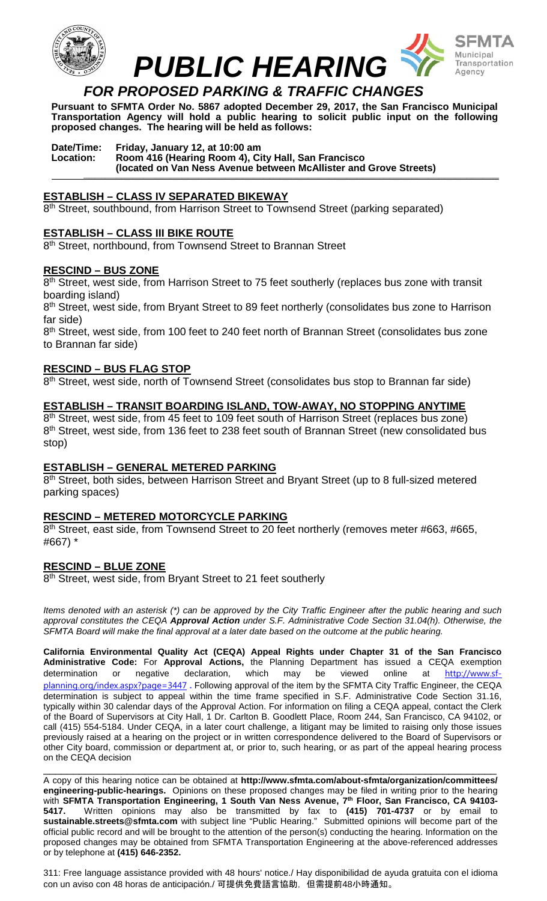# PUBLIC HEARING

## FOR PROPOSED PARKING & TRAFFIC CHANGES

**Pursuant to SFMTA Order No. 5867 adopted December 29, 2017, the San Francisco Municipal Transportation Agency will hold a public hearing to solicit public input on the following proposed changes. The hearing will be held as follows:**

**Date/Time: Friday, January 12, at 10:00 am**
**Location: Room 416 (Hearing Room 4), City Hall, San Francisco**
**(located on Van Ness Avenue between McAllister and Grove Streets)**

---

### ESTABLISH – CLASS IV SEPARATED BIKEWAY

8th Street, southbound, from Harrison Street to Townsend Street (parking separated)

### ESTABLISH – CLASS III BIKE ROUTE

8th Street, northbound, from Townsend Street to Brannan Street

### RESCIND – BUS ZONE

8th Street, west side, from Harrison Street to 75 feet southerly (replaces bus zone with transit boarding island)

8th Street, west side, from Bryant Street to 89 feet northerly (consolidates bus zone to Harrison far side)

8th Street, west side, from 100 feet to 240 feet north of Brannan Street (consolidates bus zone to Brannan far side)

### RESCIND – BUS FLAG STOP

8th Street, west side, north of Townsend Street (consolidates bus stop to Brannan far side)

### ESTABLISH – TRANSIT BOARDING ISLAND, TOW-AWAY, NO STOPPING ANYTIME

8th Street, west side, from 45 feet to 109 feet south of Harrison Street (replaces bus zone)

8th Street, west side, from 136 feet to 238 feet south of Brannan Street (new consolidated bus stop)

### ESTABLISH – GENERAL METERED PARKING

8th Street, both sides, between Harrison Street and Bryant Street (up to 8 full-sized metered parking spaces)

### RESCIND – METERED MOTORCYCLE PARKING

8th Street, east side, from Townsend Street to 20 feet northerly (removes meter #663, #665, #667) *

### RESCIND – BLUE ZONE

8th Street, west side, from Bryant Street to 21 feet southerly

*Items denoted with an asterisk (*) can be approved by the City Traffic Engineer after the public hearing and such approval constitutes the CEQA **Approval Action** under S.F. Administrative Code Section 31.04(h). Otherwise, the SFMTA Board will make the final approval at a later date based on the outcome at the public hearing.*

**California Environmental Quality Act (CEQA) Appeal Rights under Chapter 31 of the San Francisco Administrative Code:** For **Approval Actions,** the Planning Department has issued a CEQA exemption determination or negative declaration, which may be viewed online at http://www.sf-planning.org/index.aspx?page=3447 **.** Following approval of the item by the SFMTA City Traffic Engineer, the CEQA determination is subject to appeal within the time frame specified in S.F. Administrative Code Section 31.16, typically within 30 calendar days of the Approval Action. For information on filing a CEQA appeal, contact the Clerk of the Board of Supervisors at City Hall, 1 Dr. Carlton B. Goodlett Place, Room 244, San Francisco, CA 94102, or call (415) 554-5184. Under CEQA, in a later court challenge, a litigant may be limited to raising only those issues previously raised at a hearing on the project or in written correspondence delivered to the Board of Supervisors or other City board, commission or department at, or prior to, such hearing, or as part of the appeal hearing process on the CEQA decision

---

A copy of this hearing notice can be obtained at **http://www.sfmta.com/about-sfmta/organization/committees/engineering-public-hearings.** Opinions on these proposed changes may be filed in writing prior to the hearing with **SFMTA Transportation Engineering, 1 South Van Ness Avenue, 7th Floor, San Francisco, CA 94103-5417.** Written opinions may also be transmitted by fax to **(415) 701-4737** or by email to **sustainable.streets@sfmta.com** with subject line "Public Hearing." Submitted opinions will become part of the official public record and will be brought to the attention of the person(s) conducting the hearing. Information on the proposed changes may be obtained from SFMTA Transportation Engineering at the above-referenced addresses or by telephone at **(415) 646-2352.**

311: Free language assistance provided with 48 hours' notice./ Hay disponibilidad de ayuda gratuita con el idioma con un aviso con 48 horas de anticipación./ **可提供免費語言協助，但需提前48小時通知。**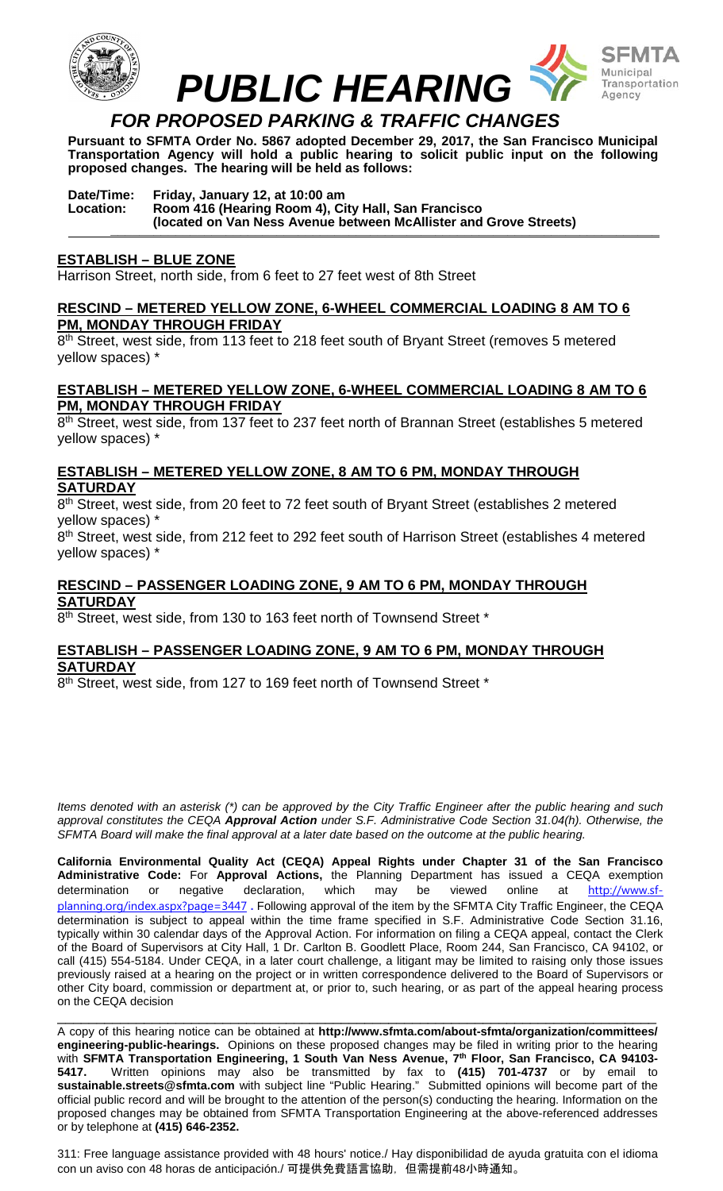# PUBLIC HEARING

## *FOR PROPOSED PARKING & TRAFFIC CHANGES*

**Pursuant to SFMTA Order No. 5867 adopted December 29, 2017, the San Francisco Municipal Transportation Agency will hold a public hearing to solicit public input on the following proposed changes. The hearing will be held as follows:**

**Date/Time: Friday, January 12, at 10:00 am**
**Location: Room 416 (Hearing Room 4), City Hall, San Francisco**
**(located on Van Ness Avenue between McAllister and Grove Streets)**

---

**ESTABLISH – BLUE ZONE**

Harrison Street, north side, from 6 feet to 27 feet west of 8th Street

**RESCIND – METERED YELLOW ZONE, 6-WHEEL COMMERCIAL LOADING 8 AM TO 6 PM, MONDAY THROUGH FRIDAY**

8th Street, west side, from 113 feet to 218 feet south of Bryant Street (removes 5 metered yellow spaces) *

**ESTABLISH – METERED YELLOW ZONE, 6-WHEEL COMMERCIAL LOADING 8 AM TO 6 PM, MONDAY THROUGH FRIDAY**

8th Street, west side, from 137 feet to 237 feet north of Brannan Street (establishes 5 metered yellow spaces) *

**ESTABLISH – METERED YELLOW ZONE, 8 AM TO 6 PM, MONDAY THROUGH SATURDAY**

8th Street, west side, from 20 feet to 72 feet south of Bryant Street (establishes 2 metered yellow spaces) *

8th Street, west side, from 212 feet to 292 feet south of Harrison Street (establishes 4 metered yellow spaces) *

**RESCIND – PASSENGER LOADING ZONE, 9 AM TO 6 PM, MONDAY THROUGH SATURDAY**

8th Street, west side, from 130 to 163 feet north of Townsend Street *

**ESTABLISH – PASSENGER LOADING ZONE, 9 AM TO 6 PM, MONDAY THROUGH SATURDAY**

8th Street, west side, from 127 to 169 feet north of Townsend Street *

*Items denoted with an asterisk (*) can be approved by the City Traffic Engineer after the public hearing and such approval constitutes the CEQA **Approval Action** under S.F. Administrative Code Section 31.04(h). Otherwise, the SFMTA Board will make the final approval at a later date based on the outcome at the public hearing.*

**California Environmental Quality Act (CEQA) Appeal Rights under Chapter 31 of the San Francisco Administrative Code:** For **Approval Actions,** the Planning Department has issued a CEQA exemption determination or negative declaration, which may be viewed online at http://www.sf-planning.org/index.aspx?page=3447 **.** Following approval of the item by the SFMTA City Traffic Engineer, the CEQA determination is subject to appeal within the time frame specified in S.F. Administrative Code Section 31.16, typically within 30 calendar days of the Approval Action. For information on filing a CEQA appeal, contact the Clerk of the Board of Supervisors at City Hall, 1 Dr. Carlton B. Goodlett Place, Room 244, San Francisco, CA 94102, or call (415) 554-5184. Under CEQA, in a later court challenge, a litigant may be limited to raising only those issues previously raised at a hearing on the project or in written correspondence delivered to the Board of Supervisors or other City board, commission or department at, or prior to, such hearing, or as part of the appeal hearing process on the CEQA decision

---

A copy of this hearing notice can be obtained at **http://www.sfmta.com/about-sfmta/organization/committees/engineering-public-hearings.** Opinions on these proposed changes may be filed in writing prior to the hearing with **SFMTA Transportation Engineering, 1 South Van Ness Avenue, 7th Floor, San Francisco, CA 94103-5417.** Written opinions may also be transmitted by fax to **(415) 701-4737** or by email to **sustainable.streets@sfmta.com** with subject line "Public Hearing." Submitted opinions will become part of the official public record and will be brought to the attention of the person(s) conducting the hearing. Information on the proposed changes may be obtained from SFMTA Transportation Engineering at the above-referenced addresses or by telephone at **(415) 646-2352.**

311: Free language assistance provided with 48 hours' notice./ Hay disponibilidad de ayuda gratuita con el idioma con un aviso con 48 horas de anticipación./ 可提供免費語言協助，但需提前48小時通知。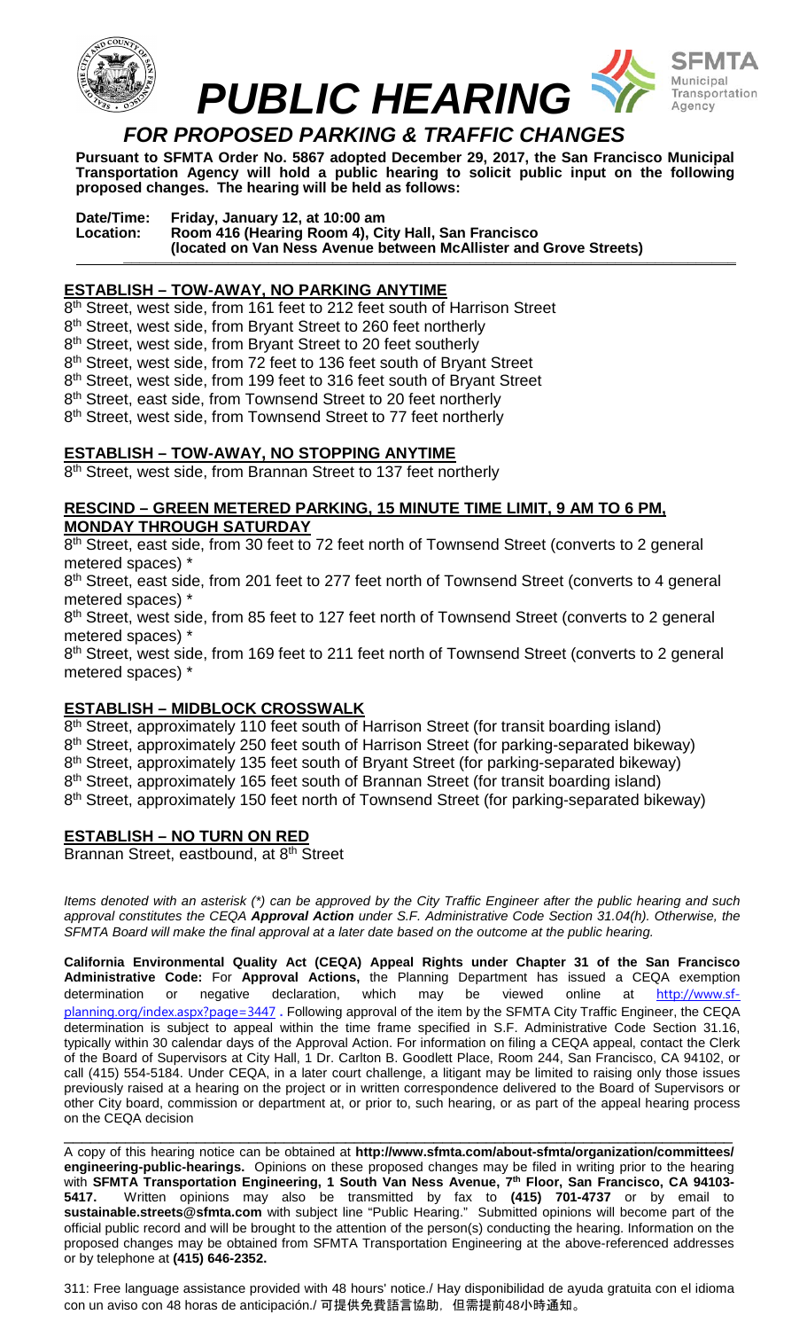# PUBLIC HEARING

## FOR PROPOSED PARKING & TRAFFIC CHANGES

**Pursuant to SFMTA Order No. 5867 adopted December 29, 2017, the San Francisco Municipal Transportation Agency will hold a public hearing to solicit public input on the following proposed changes. The hearing will be held as follows:**

**Date/Time: Friday, January 12, at 10:00 am**
**Location: Room 416 (Hearing Room 4), City Hall, San Francisco**
**(located on Van Ness Avenue between McAllister and Grove Streets)**

### ESTABLISH – TOW-AWAY, NO PARKING ANYTIME

8th Street, west side, from 161 feet to 212 feet south of Harrison Street
8th Street, west side, from Bryant Street to 260 feet northerly
8th Street, west side, from Bryant Street to 20 feet southerly
8th Street, west side, from 72 feet to 136 feet south of Bryant Street
8th Street, west side, from 199 feet to 316 feet south of Bryant Street
8th Street, east side, from Townsend Street to 20 feet northerly
8th Street, west side, from Townsend Street to 77 feet northerly

### ESTABLISH – TOW-AWAY, NO STOPPING ANYTIME

8th Street, west side, from Brannan Street to 137 feet northerly

### RESCIND – GREEN METERED PARKING, 15 MINUTE TIME LIMIT, 9 AM TO 6 PM, MONDAY THROUGH SATURDAY

8th Street, east side, from 30 feet to 72 feet north of Townsend Street (converts to 2 general metered spaces) *
8th Street, east side, from 201 feet to 277 feet north of Townsend Street (converts to 4 general metered spaces) *
8th Street, west side, from 85 feet to 127 feet north of Townsend Street (converts to 2 general metered spaces) *
8th Street, west side, from 169 feet to 211 feet north of Townsend Street (converts to 2 general metered spaces) *

### ESTABLISH – MIDBLOCK CROSSWALK

8th Street, approximately 110 feet south of Harrison Street (for transit boarding island)
8th Street, approximately 250 feet south of Harrison Street (for parking-separated bikeway)
8th Street, approximately 135 feet south of Bryant Street (for parking-separated bikeway)
8th Street, approximately 165 feet south of Brannan Street (for transit boarding island)
8th Street, approximately 150 feet north of Townsend Street (for parking-separated bikeway)

### ESTABLISH – NO TURN ON RED

Brannan Street, eastbound, at 8th Street

*Items denoted with an asterisk (*) can be approved by the City Traffic Engineer after the public hearing and such approval constitutes the CEQA **Approval Action** under S.F. Administrative Code Section 31.04(h). Otherwise, the SFMTA Board will make the final approval at a later date based on the outcome at the public hearing.*

**California Environmental Quality Act (CEQA) Appeal Rights under Chapter 31 of the San Francisco Administrative Code:** For **Approval Actions,** the Planning Department has issued a CEQA exemption determination or negative declaration, which may be viewed online at http://www.sf-planning.org/index.aspx?page=3447 **.** Following approval of the item by the SFMTA City Traffic Engineer, the CEQA determination is subject to appeal within the time frame specified in S.F. Administrative Code Section 31.16, typically within 30 calendar days of the Approval Action. For information on filing a CEQA appeal, contact the Clerk of the Board of Supervisors at City Hall, 1 Dr. Carlton B. Goodlett Place, Room 244, San Francisco, CA 94102, or call (415) 554-5184. Under CEQA, in a later court challenge, a litigant may be limited to raising only those issues previously raised at a hearing on the project or in written correspondence delivered to the Board of Supervisors or other City board, commission or department at, or prior to, such hearing, or as part of the appeal hearing process on the CEQA decision

---

A copy of this hearing notice can be obtained at **http://www.sfmta.com/about-sfmta/organization/committees/engineering-public-hearings.** Opinions on these proposed changes may be filed in writing prior to the hearing with **SFMTA Transportation Engineering, 1 South Van Ness Avenue, 7th Floor, San Francisco, CA 94103-5417.** Written opinions may also be transmitted by fax to **(415) 701-4737** or by email to **sustainable.streets@sfmta.com** with subject line "Public Hearing." Submitted opinions will become part of the official public record and will be brought to the attention of the person(s) conducting the hearing. Information on the proposed changes may be obtained from SFMTA Transportation Engineering at the above-referenced addresses or by telephone at **(415) 646-2352.**

311: Free language assistance provided with 48 hours' notice./ Hay disponibilidad de ayuda gratuita con el idioma con un aviso con 48 horas de anticipación./ **可提供免費語言協助，但需提前48小時通知。**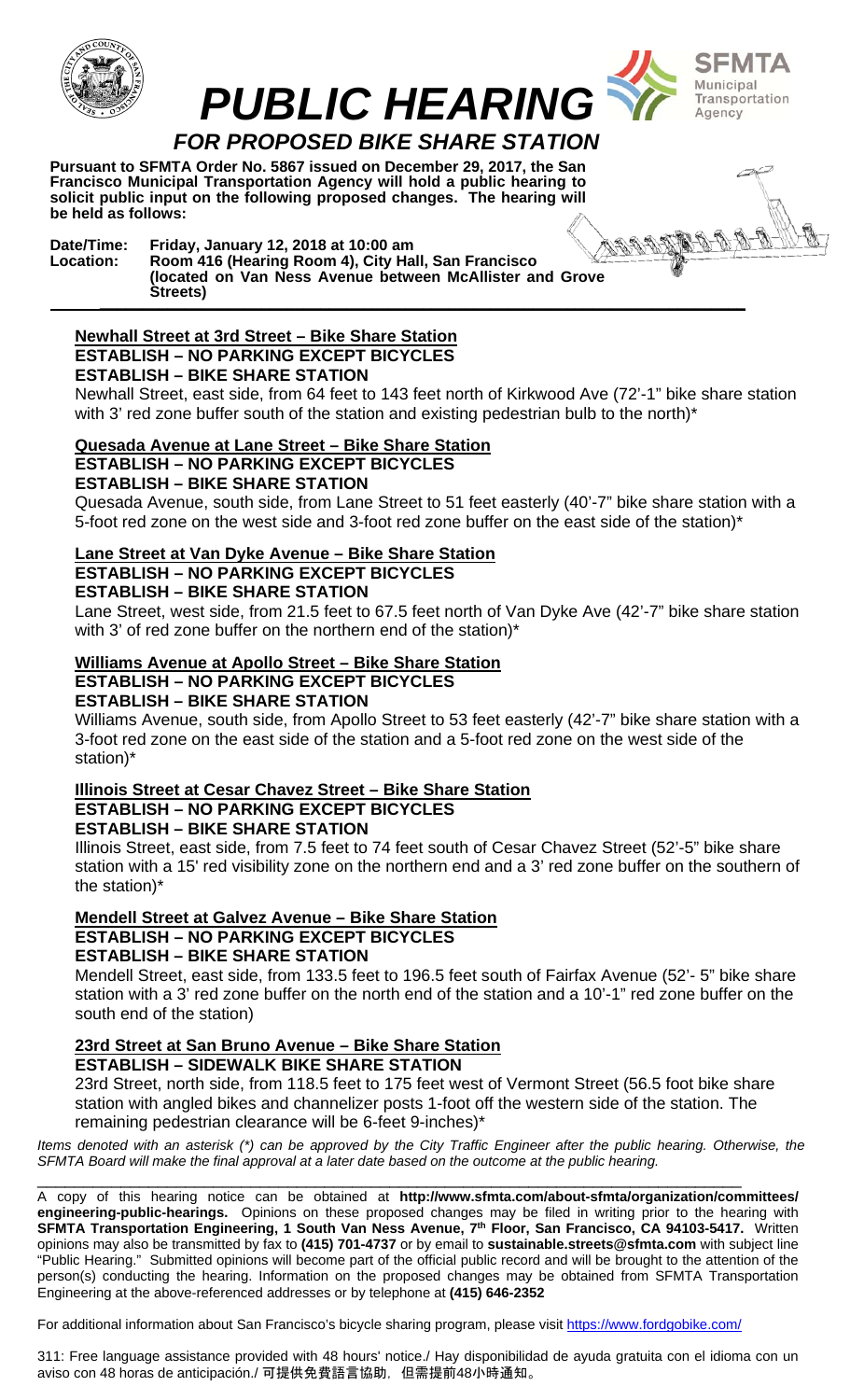# *PUBLIC HEARING*

## *FOR PROPOSED BIKE SHARE STATION*

**Pursuant to SFMTA Order No. 5867 issued on December 29, 2017, the San Francisco Municipal Transportation Agency will hold a public hearing to solicit public input on the following proposed changes. The hearing will be held as follows:**

**Date/Time: Friday, January 12, 2018 at 10:00 am**
**Location: Room 416 (Hearing Room 4), City Hall, San Francisco (located on Van Ness Avenue between McAllister and Grove Streets)**

**Newhall Street at 3rd Street – Bike Share Station**
**ESTABLISH – NO PARKING EXCEPT BICYCLES**
**ESTABLISH – BIKE SHARE STATION**
Newhall Street, east side, from 64 feet to 143 feet north of Kirkwood Ave (72'-1" bike share station with 3' red zone buffer south of the station and existing pedestrian bulb to the north)*

**Quesada Avenue at Lane Street – Bike Share Station**
**ESTABLISH – NO PARKING EXCEPT BICYCLES**
**ESTABLISH – BIKE SHARE STATION**
Quesada Avenue, south side, from Lane Street to 51 feet easterly (40'-7" bike share station with a 5-foot red zone on the west side and 3-foot red zone buffer on the east side of the station)*

**Lane Street at Van Dyke Avenue – Bike Share Station**
**ESTABLISH – NO PARKING EXCEPT BICYCLES**
**ESTABLISH – BIKE SHARE STATION**
Lane Street, west side, from 21.5 feet to 67.5 feet north of Van Dyke Ave (42'-7" bike share station with 3' of red zone buffer on the northern end of the station)*

**Williams Avenue at Apollo Street – Bike Share Station**
**ESTABLISH – NO PARKING EXCEPT BICYCLES**
**ESTABLISH – BIKE SHARE STATION**
Williams Avenue, south side, from Apollo Street to 53 feet easterly (42'-7" bike share station with a 3-foot red zone on the east side of the station and a 5-foot red zone on the west side of the station)*

**Illinois Street at Cesar Chavez Street – Bike Share Station**
**ESTABLISH – NO PARKING EXCEPT BICYCLES**
**ESTABLISH – BIKE SHARE STATION**
Illinois Street, east side, from 7.5 feet to 74 feet south of Cesar Chavez Street (52'-5" bike share station with a 15' red visibility zone on the northern end and a 3' red zone buffer on the southern of the station)*

**Mendell Street at Galvez Avenue – Bike Share Station**
**ESTABLISH – NO PARKING EXCEPT BICYCLES**
**ESTABLISH – BIKE SHARE STATION**
Mendell Street, east side, from 133.5 feet to 196.5 feet south of Fairfax Avenue (52'- 5" bike share station with a 3' red zone buffer on the north end of the station and a 10'-1" red zone buffer on the south end of the station)

**23rd Street at San Bruno Avenue – Bike Share Station**
**ESTABLISH – SIDEWALK BIKE SHARE STATION**
23rd Street, north side, from 118.5 feet to 175 feet west of Vermont Street (56.5 foot bike share station with angled bikes and channelizer posts 1-foot off the western side of the station. The remaining pedestrian clearance will be 6-feet 9-inches)*

*Items denoted with an asterisk (*) can be approved by the City Traffic Engineer after the public hearing. Otherwise, the SFMTA Board will make the final approval at a later date based on the outcome at the public hearing.*

A copy of this hearing notice can be obtained at **http://www.sfmta.com/about-sfmta/organization/committees/engineering-public-hearings.** Opinions on these proposed changes may be filed in writing prior to the hearing with **SFMTA Transportation Engineering, 1 South Van Ness Avenue, 7th Floor, San Francisco, CA 94103-5417.** Written opinions may also be transmitted by fax to **(415) 701-4737** or by email to **sustainable.streets@sfmta.com** with subject line "Public Hearing." Submitted opinions will become part of the official public record and will be brought to the attention of the person(s) conducting the hearing. Information on the proposed changes may be obtained from SFMTA Transportation Engineering at the above-referenced addresses or by telephone at **(415) 646-2352**

For additional information about San Francisco's bicycle sharing program, please visit https://www.fordgobike.com/

311: Free language assistance provided with 48 hours' notice./ Hay disponibilidad de ayuda gratuita con el idioma con un aviso con 48 horas de anticipación./ 可提供免費語言協助，但需提前48小時通知。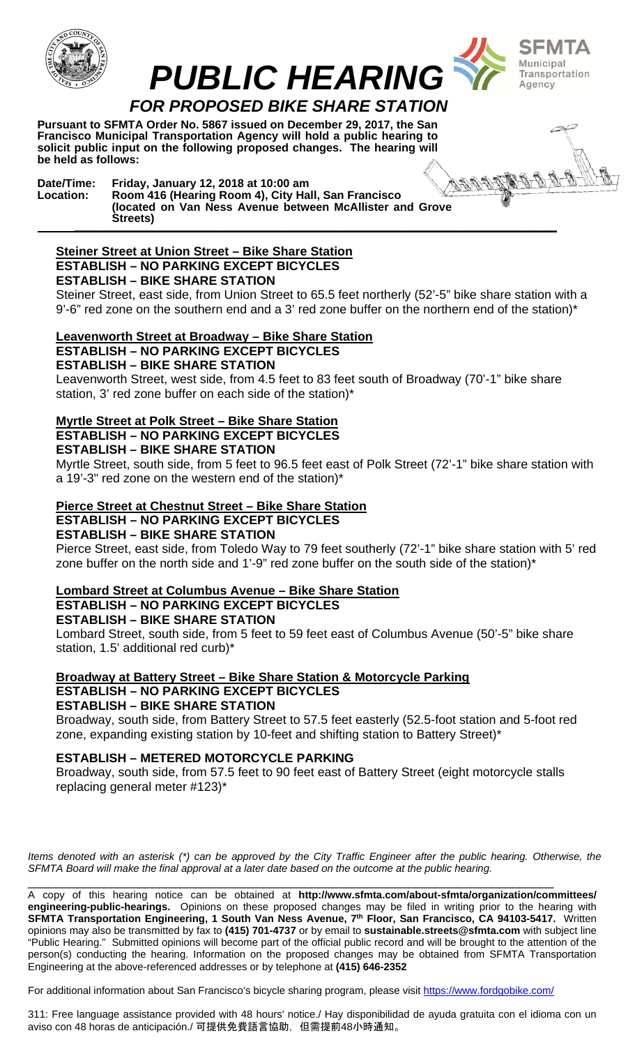# PUBLIC HEARING

## FOR PROPOSED BIKE SHARE STATION

**Pursuant to SFMTA Order No. 5867 issued on December 29, 2017, the San Francisco Municipal Transportation Agency will hold a public hearing to solicit public input on the following proposed changes. The hearing will be held as follows:**

**Date/Time: Friday, January 12, 2018 at 10:00 am**
**Location: Room 416 (Hearing Room 4), City Hall, San Francisco (located on Van Ness Avenue between McAllister and Grove Streets)**

**Steiner Street at Union Street – Bike Share Station**
**ESTABLISH – NO PARKING EXCEPT BICYCLES**
**ESTABLISH – BIKE SHARE STATION**
Steiner Street, east side, from Union Street to 65.5 feet northerly (52'-5" bike share station with a 9'-6" red zone on the southern end and a 3' red zone buffer on the northern end of the station)*

**Leavenworth Street at Broadway – Bike Share Station**
**ESTABLISH – NO PARKING EXCEPT BICYCLES**
**ESTABLISH – BIKE SHARE STATION**
Leavenworth Street, west side, from 4.5 feet to 83 feet south of Broadway (70'-1" bike share station, 3' red zone buffer on each side of the station)*

**Myrtle Street at Polk Street – Bike Share Station**
**ESTABLISH – NO PARKING EXCEPT BICYCLES**
**ESTABLISH – BIKE SHARE STATION**
Myrtle Street, south side, from 5 feet to 96.5 feet east of Polk Street (72'-1" bike share station with a 19'-3" red zone on the western end of the station)*

**Pierce Street at Chestnut Street – Bike Share Station**
**ESTABLISH – NO PARKING EXCEPT BICYCLES**
**ESTABLISH – BIKE SHARE STATION**
Pierce Street, east side, from Toledo Way to 79 feet southerly (72'-1" bike share station with 5' red zone buffer on the north side and 1'-9" red zone buffer on the south side of the station)*

**Lombard Street at Columbus Avenue – Bike Share Station**
**ESTABLISH – NO PARKING EXCEPT BICYCLES**
**ESTABLISH – BIKE SHARE STATION**
Lombard Street, south side, from 5 feet to 59 feet east of Columbus Avenue (50'-5" bike share station, 1.5' additional red curb)*

**Broadway at Battery Street – Bike Share Station & Motorcycle Parking**
**ESTABLISH – NO PARKING EXCEPT BICYCLES**
**ESTABLISH – BIKE SHARE STATION**
Broadway, south side, from Battery Street to 57.5 feet easterly (52.5-foot station and 5-foot red zone, expanding existing station by 10-feet and shifting station to Battery Street)*

**ESTABLISH – METERED MOTORCYCLE PARKING**
Broadway, south side, from 57.5 feet to 90 feet east of Battery Street (eight motorcycle stalls replacing general meter #123)*

*Items denoted with an asterisk (*) can be approved by the City Traffic Engineer after the public hearing. Otherwise, the SFMTA Board will make the final approval at a later date based on the outcome at the public hearing.*

A copy of this hearing notice can be obtained at **http://www.sfmta.com/about-sfmta/organization/committees/engineering-public-hearings.** Opinions on these proposed changes may be filed in writing prior to the hearing with **SFMTA Transportation Engineering, 1 South Van Ness Avenue, 7th Floor, San Francisco, CA 94103-5417.** Written opinions may also be transmitted by fax to **(415) 701-4737** or by email to **sustainable.streets@sfmta.com** with subject line "Public Hearing." Submitted opinions will become part of the official public record and will be brought to the attention of the person(s) conducting the hearing. Information on the proposed changes may be obtained from SFMTA Transportation Engineering at the above-referenced addresses or by telephone at **(415) 646-2352**

For additional information about San Francisco's bicycle sharing program, please visit https://www.fordgobike.com/

311: Free language assistance provided with 48 hours' notice./ Hay disponibilidad de ayuda gratuita con el idioma con un aviso con 48 horas de anticipación./ 可提供免費語言協助，但需提前48小時通知。